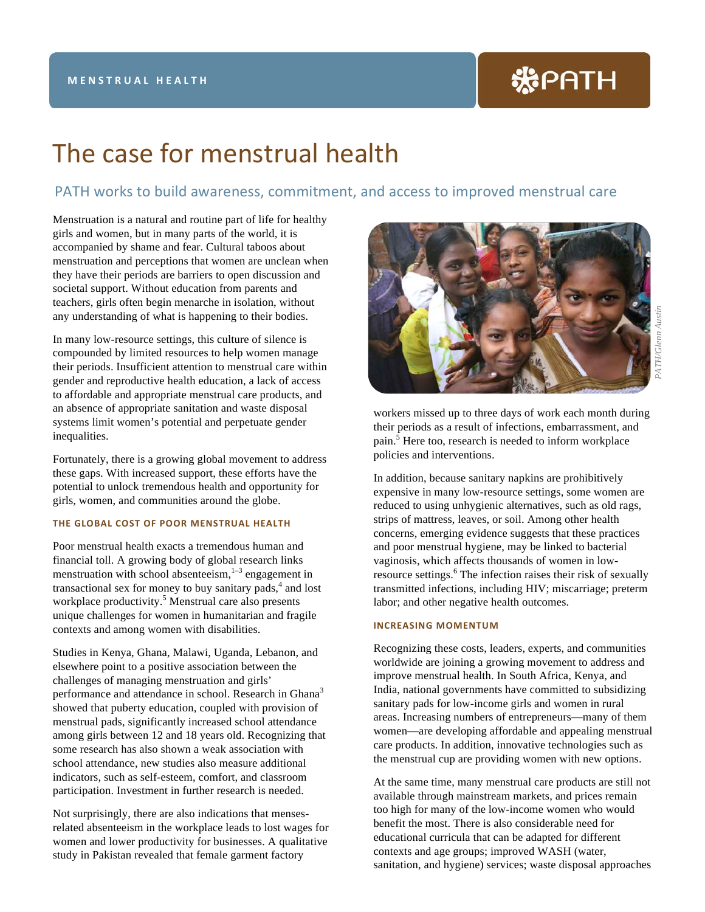MENSTRUAL HEALTH

PATH

# The case for menstrual health

## PATH works to build awareness, commitment, and access to improved menstrual care

Menstruation is a natural and routine part of life for healthy girls and women, but in many parts of the world, it is accompanied by shame and fear. Cultural taboos about menstruation and perceptions that women are unclean when they have their periods are barriers to open discussion and societal support. Without education from parents and teachers, girls often begin menarche in isolation, without any understanding of what is happening to their bodies.

In many low-resource settings, this culture of silence is compounded by limited resources to help women manage their periods. Insufficient attention to menstrual care within gender and reproductive health education, a lack of access to affordable and appropriate menstrual care products, and an absence of appropriate sanitation and waste disposal systems limit women's potential and perpetuate gender inequalities.

Fortunately, there is a growing global movement to address these gaps. With increased support, these efforts have the potential to unlock tremendous health and opportunity for girls, women, and communities around the globe.

### THE GLOBAL COST OF POOR MENSTRUAL HEALTH

Poor menstrual health exacts a tremendous human and financial toll. A growing body of global research links menstruation with school absenteeism,[1–3] engagement in transactional sex for money to buy sanitary pads,[4] and lost workplace productivity.[5] Menstrual care also presents unique challenges for women in humanitarian and fragile contexts and among women with disabilities.

Studies in Kenya, Ghana, Malawi, Uganda, Lebanon, and elsewhere point to a positive association between the challenges of managing menstruation and girls' performance and attendance in school. Research in Ghana[3] showed that puberty education, coupled with provision of menstrual pads, significantly increased school attendance among girls between 12 and 18 years old. Recognizing that some research has also shown a weak association with school attendance, new studies also measure additional indicators, such as self-esteem, comfort, and classroom participation. Investment in further research is needed.

Not surprisingly, there are also indications that menses-related absenteeism in the workplace leads to lost wages for women and lower productivity for businesses. A qualitative study in Pakistan revealed that female garment factory workers missed up to three days of work each month during their periods as a result of infections, embarrassment, and pain.[5] Here too, research is needed to inform workplace policies and interventions.

*PATH/Glenn Austin*

In addition, because sanitary napkins are prohibitively expensive in many low-resource settings, some women are reduced to using unhygienic alternatives, such as old rags, strips of mattress, leaves, or soil. Among other health concerns, emerging evidence suggests that these practices and poor menstrual hygiene, may be linked to bacterial vaginosis, which affects thousands of women in low-resource settings.[6] The infection raises their risk of sexually transmitted infections, including HIV; miscarriage; preterm labor; and other negative health outcomes.

### INCREASING MOMENTUM

Recognizing these costs, leaders, experts, and communities worldwide are joining a growing movement to address and improve menstrual health. In South Africa, Kenya, and India, national governments have committed to subsidizing sanitary pads for low-income girls and women in rural areas. Increasing numbers of entrepreneurs—many of them women—are developing affordable and appealing menstrual care products. In addition, innovative technologies such as the menstrual cup are providing women with new options.

At the same time, many menstrual care products are still not available through mainstream markets, and prices remain too high for many of the low-income women who would benefit the most. There is also considerable need for educational curricula that can be adapted for different contexts and age groups; improved WASH (water, sanitation, and hygiene) services; waste disposal approaches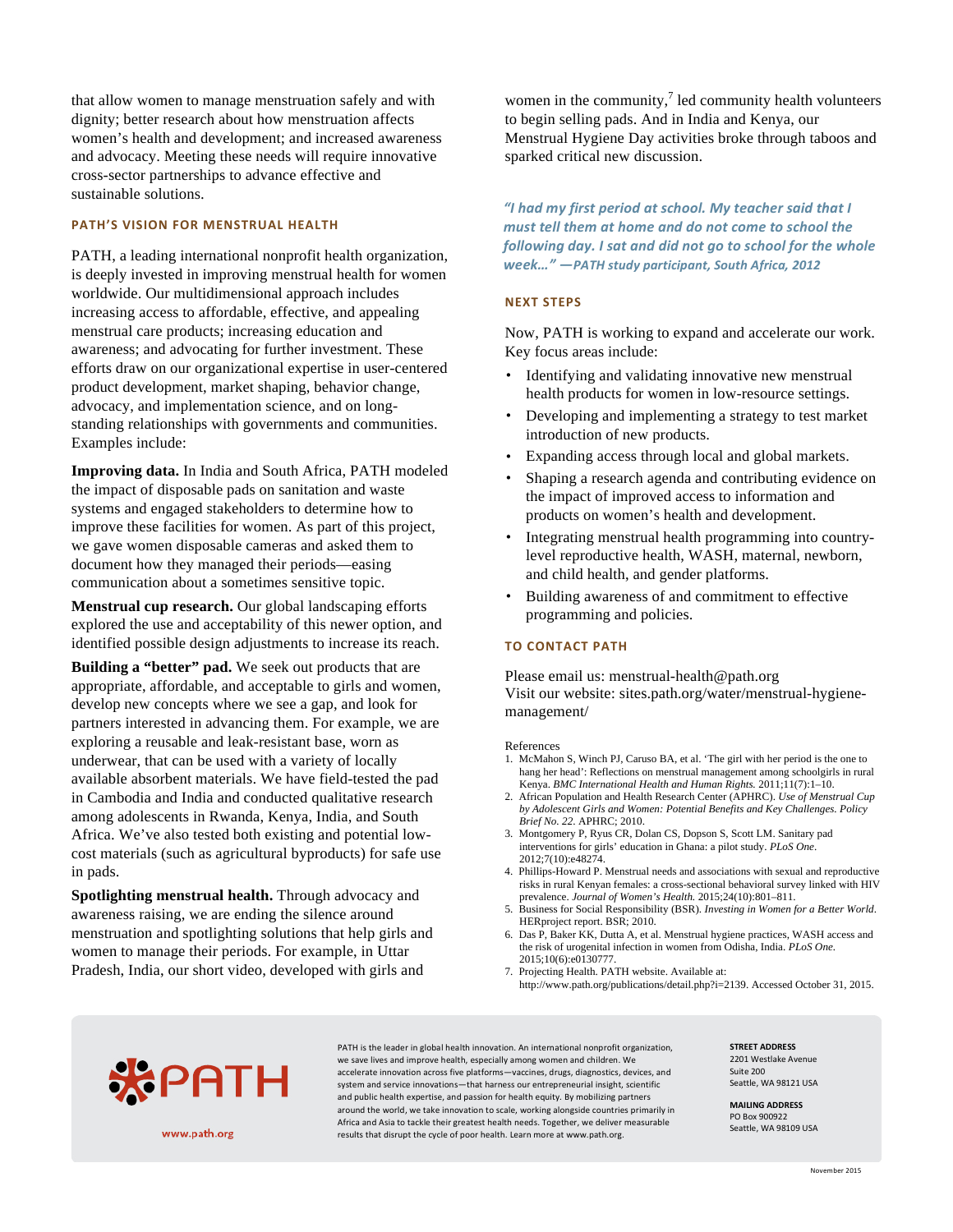that allow women to manage menstruation safely and with dignity; better research about how menstruation affects women's health and development; and increased awareness and advocacy. Meeting these needs will require innovative cross-sector partnerships to advance effective and sustainable solutions.

## PATH'S VISION FOR MENSTRUAL HEALTH

PATH, a leading international nonprofit health organization, is deeply invested in improving menstrual health for women worldwide. Our multidimensional approach includes increasing access to affordable, effective, and appealing menstrual care products; increasing education and awareness; and advocating for further investment. These efforts draw on our organizational expertise in user-centered product development, market shaping, behavior change, advocacy, and implementation science, and on long-standing relationships with governments and communities. Examples include:

**Improving data.** In India and South Africa, PATH modeled the impact of disposable pads on sanitation and waste systems and engaged stakeholders to determine how to improve these facilities for women. As part of this project, we gave women disposable cameras and asked them to document how they managed their periods—easing communication about a sometimes sensitive topic.

**Menstrual cup research.** Our global landscaping efforts explored the use and acceptability of this newer option, and identified possible design adjustments to increase its reach.

**Building a "better" pad.** We seek out products that are appropriate, affordable, and acceptable to girls and women, develop new concepts where we see a gap, and look for partners interested in advancing them. For example, we are exploring a reusable and leak-resistant base, worn as underwear, that can be used with a variety of locally available absorbent materials. We have field-tested the pad in Cambodia and India and conducted qualitative research among adolescents in Rwanda, Kenya, India, and South Africa. We've also tested both existing and potential low-cost materials (such as agricultural byproducts) for safe use in pads.

**Spotlighting menstrual health.** Through advocacy and awareness raising, we are ending the silence around menstruation and spotlighting solutions that help girls and women to manage their periods. For example, in Uttar Pradesh, India, our short video, developed with girls and women in the community,[7] led community health volunteers to begin selling pads. And in India and Kenya, our Menstrual Hygiene Day activities broke through taboos and sparked critical new discussion.

***"I had my first period at school. My teacher said that I must tell them at home and do not come to school the following day. I sat and did not go to school for the whole week…" —PATH study participant, South Africa, 2012***

## NEXT STEPS

Now, PATH is working to expand and accelerate our work. Key focus areas include:

- Identifying and validating innovative new menstrual health products for women in low-resource settings.
- Developing and implementing a strategy to test market introduction of new products.
- Expanding access through local and global markets.
- Shaping a research agenda and contributing evidence on the impact of improved access to information and products on women's health and development.
- Integrating menstrual health programming into country-level reproductive health, WASH, maternal, newborn, and child health, and gender platforms.
- Building awareness of and commitment to effective programming and policies.

## TO CONTACT PATH

Please email us: menstrual-health@path.org
Visit our website: sites.path.org/water/menstrual-hygiene-management/

References

1. McMahon S, Winch PJ, Caruso BA, et al. 'The girl with her period is the one to hang her head': Reflections on menstrual management among schoolgirls in rural Kenya. *BMC International Health and Human Rights.* 2011;11(7):1–10.
2. African Population and Health Research Center (APHRC). *Use of Menstrual Cup by Adolescent Girls and Women: Potential Benefits and Key Challenges. Policy Brief No. 22.* APHRC; 2010.
3. Montgomery P, Ryus CR, Dolan CS, Dopson S, Scott LM. Sanitary pad interventions for girls' education in Ghana: a pilot study. *PLoS One*. 2012;7(10):e48274.
4. Phillips-Howard P. Menstrual needs and associations with sexual and reproductive risks in rural Kenyan females: a cross-sectional behavioral survey linked with HIV prevalence. *Journal of Women's Health.* 2015;24(10):801–811.
5. Business for Social Responsibility (BSR). *Investing in Women for a Better World*. HERproject report. BSR; 2010.
6. Das P, Baker KK, Dutta A, et al. Menstrual hygiene practices, WASH access and the risk of urogenital infection in women from Odisha, India. *PLoS One.* 2015;10(6):e0130777.
7. Projecting Health. PATH website. Available at: http://www.path.org/publications/detail.php?i=2139. Accessed October 31, 2015.

PATH

www.path.org

PATH is the leader in global health innovation. An international nonprofit organization, we save lives and improve health, especially among women and children. We accelerate innovation across five platforms—vaccines, drugs, diagnostics, devices, and system and service innovations—that harness our entrepreneurial insight, scientific and public health expertise, and passion for health equity. By mobilizing partners around the world, we take innovation to scale, working alongside countries primarily in Africa and Asia to tackle their greatest health needs. Together, we deliver measurable results that disrupt the cycle of poor health. Learn more at www.path.org.

**STREET ADDRESS**
2201 Westlake Avenue
Suite 200
Seattle, WA 98121 USA

**MAILING ADDRESS**
PO Box 900922
Seattle, WA 98109 USA

November 2015